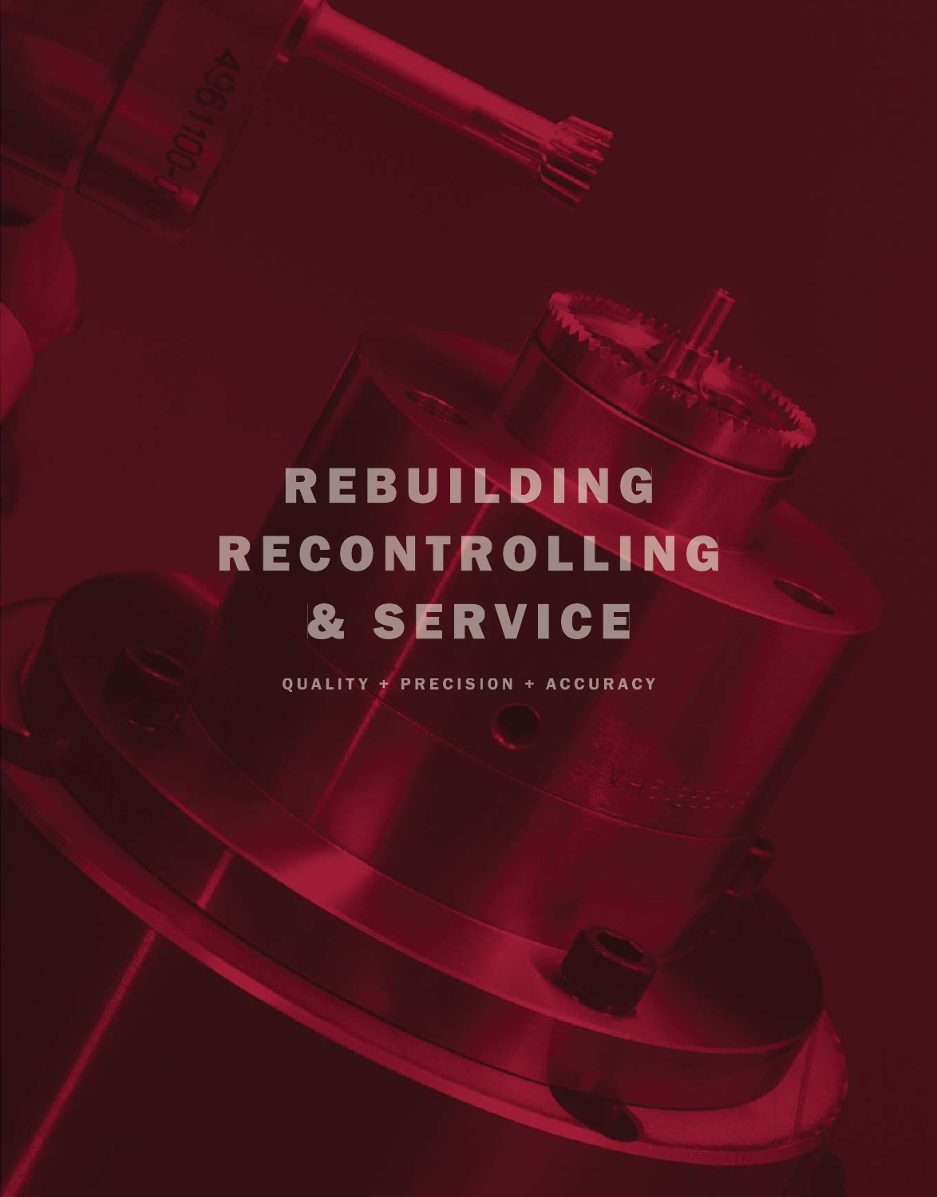# REBUILDING RECONTROLLING & SERVICE

QUALITY + PRECISION + ACCURACY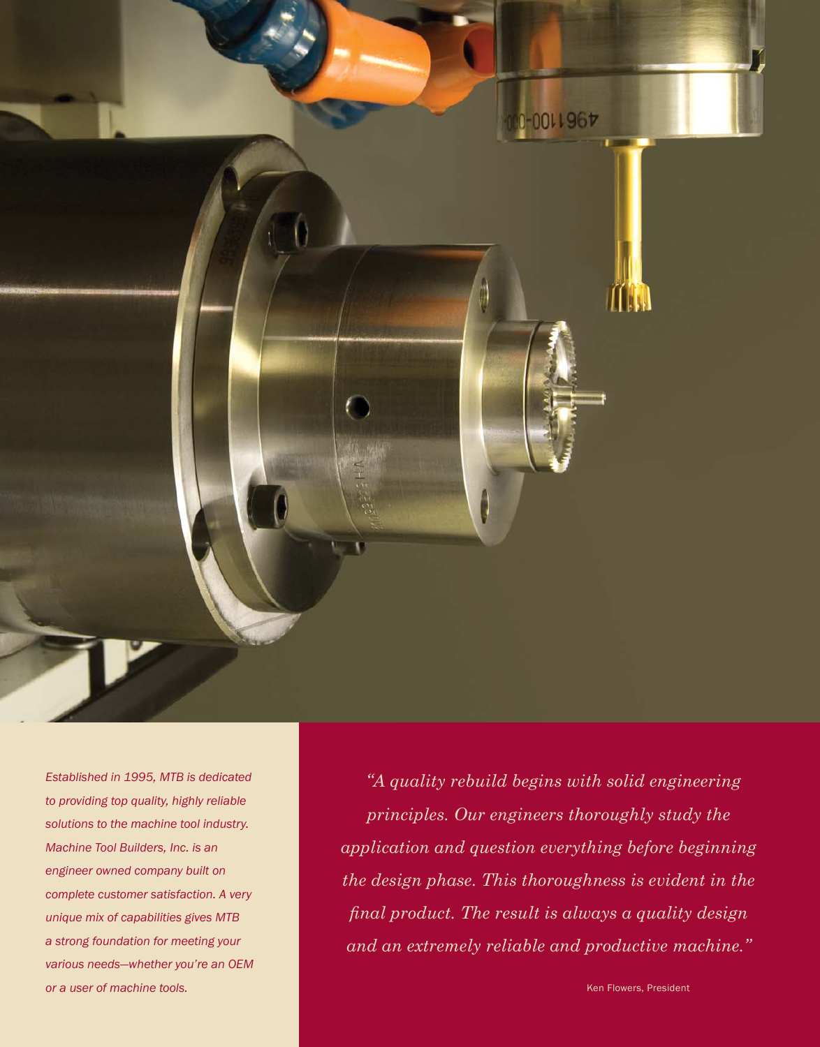*Established in 1995, MTB is dedicated to providing top quality, highly reliable solutions to the machine tool industry. Machine Tool Builders, Inc. is an engineer owned company built on complete customer satisfaction. A very unique mix of capabilities gives MTB a strong foundation for meeting your various needs—whether you're an OEM or a user of machine tools.*

*"A quality rebuild begins with solid engineering principles. Our engineers thoroughly study the application and question everything before beginning the design phase. This thoroughness is evident in the final product. The result is always a quality design and an extremely reliable and productive machine."*

Ken Flowers, President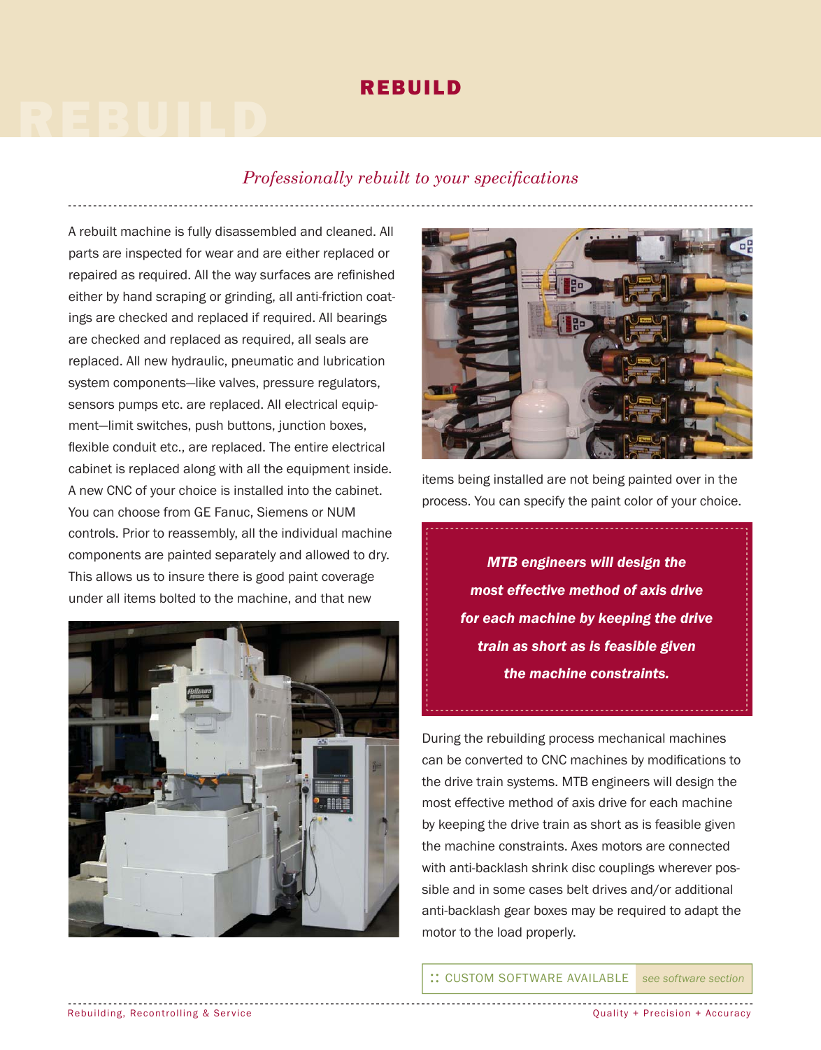# REBUILD

*Professionally rebuilt to your specifications*

A rebuilt machine is fully disassembled and cleaned. All parts are inspected for wear and are either replaced or repaired as required. All the way surfaces are refinished either by hand scraping or grinding, all anti-friction coatings are checked and replaced if required. All bearings are checked and replaced as required, all seals are replaced. All new hydraulic, pneumatic and lubrication system components—like valves, pressure regulators, sensors pumps etc. are replaced. All electrical equipment—limit switches, push buttons, junction boxes, flexible conduit etc., are replaced. The entire electrical cabinet is replaced along with all the equipment inside. A new CNC of your choice is installed into the cabinet. You can choose from GE Fanuc, Siemens or NUM controls. Prior to reassembly, all the individual machine components are painted separately and allowed to dry. This allows us to insure there is good paint coverage under all items bolted to the machine, and that new items being installed are not being painted over in the process. You can specify the paint color of your choice.

> ***MTB engineers will design the most effective method of axis drive for each machine by keeping the drive train as short as is feasible given the machine constraints.***

During the rebuilding process mechanical machines can be converted to CNC machines by modifications to the drive train systems. MTB engineers will design the most effective method of axis drive for each machine by keeping the drive train as short as is feasible given the machine constraints. Axes motors are connected with anti-backlash shrink disc couplings wherever possible and in some cases belt drives and/or additional anti-backlash gear boxes may be required to adapt the motor to the load properly.

:: CUSTOM SOFTWARE AVAILABLE *see software section*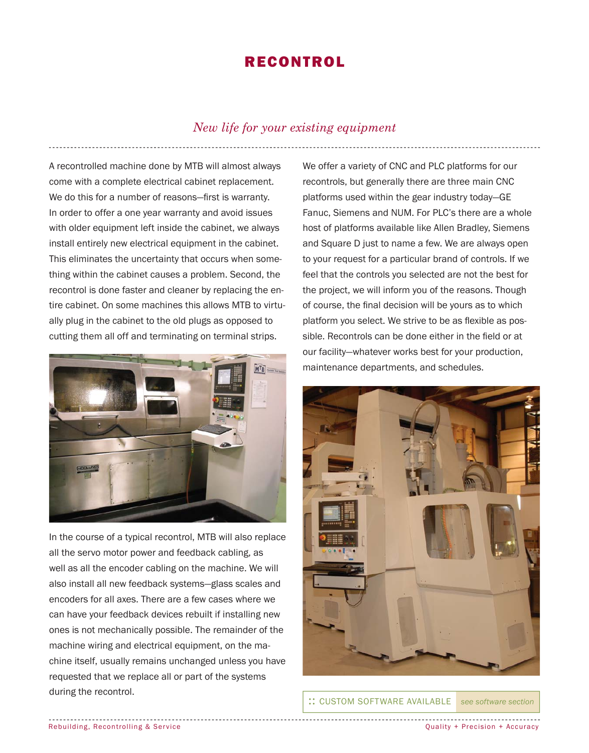# RECONTROL

*New life for your existing equipment*

A recontrolled machine done by MTB will almost always come with a complete electrical cabinet replacement. We do this for a number of reasons—first is warranty. In order to offer a one year warranty and avoid issues with older equipment left inside the cabinet, we always install entirely new electrical equipment in the cabinet. This eliminates the uncertainty that occurs when something within the cabinet causes a problem. Second, the recontrol is done faster and cleaner by replacing the entire cabinet. On some machines this allows MTB to virtually plug in the cabinet to the old plugs as opposed to cutting them all off and terminating on terminal strips.

In the course of a typical recontrol, MTB will also replace all the servo motor power and feedback cabling, as well as all the encoder cabling on the machine. We will also install all new feedback systems—glass scales and encoders for all axes. There are a few cases where we can have your feedback devices rebuilt if installing new ones is not mechanically possible. The remainder of the machine wiring and electrical equipment, on the machine itself, usually remains unchanged unless you have requested that we replace all or part of the systems during the recontrol.

We offer a variety of CNC and PLC platforms for our recontrols, but generally there are three main CNC platforms used within the gear industry today—GE Fanuc, Siemens and NUM. For PLC's there are a whole host of platforms available like Allen Bradley, Siemens and Square D just to name a few. We are always open to your request for a particular brand of controls. If we feel that the controls you selected are not the best for the project, we will inform you of the reasons. Though of course, the final decision will be yours as to which platform you select. We strive to be as flexible as possible. Recontrols can be done either in the field or at our facility—whatever works best for your production, maintenance departments, and schedules.

:: CUSTOM SOFTWARE AVAILABLE *see software section*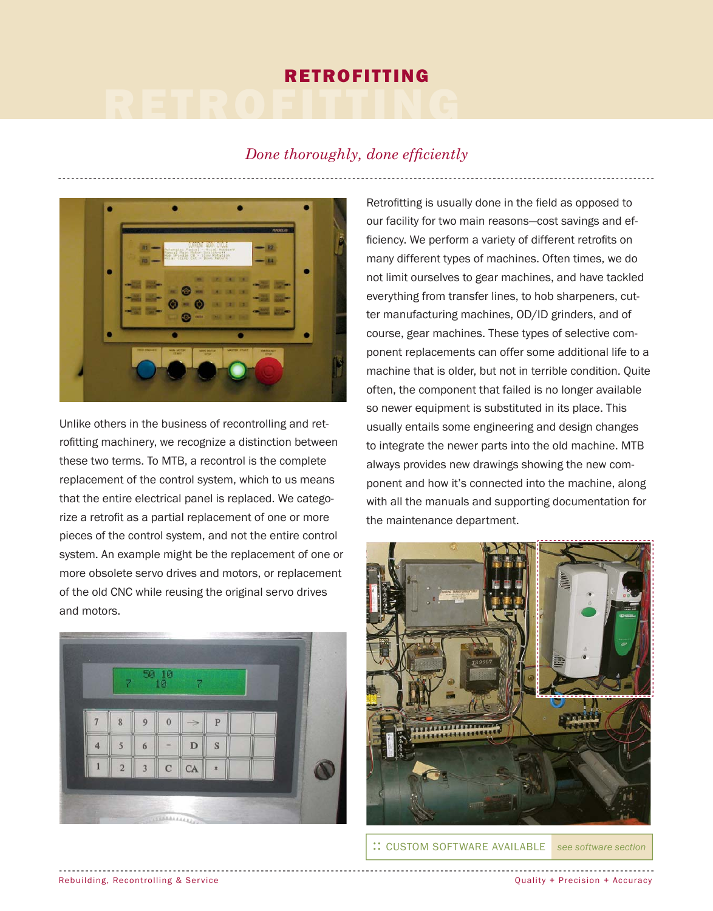# RETROFITTING

*Done thoroughly, done efficiently*

Unlike others in the business of recontrolling and retrofitting machinery, we recognize a distinction between these two terms. To MTB, a recontrol is the complete replacement of the control system, which to us means that the entire electrical panel is replaced. We categorize a retrofit as a partial replacement of one or more pieces of the control system, and not the entire control system. An example might be the replacement of one or more obsolete servo drives and motors, or replacement of the old CNC while reusing the original servo drives and motors.

Retrofitting is usually done in the field as opposed to our facility for two main reasons—cost savings and efficiency. We perform a variety of different retrofits on many different types of machines. Often times, we do not limit ourselves to gear machines, and have tackled everything from transfer lines, to hob sharpeners, cutter manufacturing machines, OD/ID grinders, and of course, gear machines. These types of selective component replacements can offer some additional life to a machine that is older, but not in terrible condition. Quite often, the component that failed is no longer available so newer equipment is substituted in its place. This usually entails some engineering and design changes to integrate the newer parts into the old machine. MTB always provides new drawings showing the new component and how it's connected into the machine, along with all the manuals and supporting documentation for the maintenance department.

:: CUSTOM SOFTWARE AVAILABLE *see software section*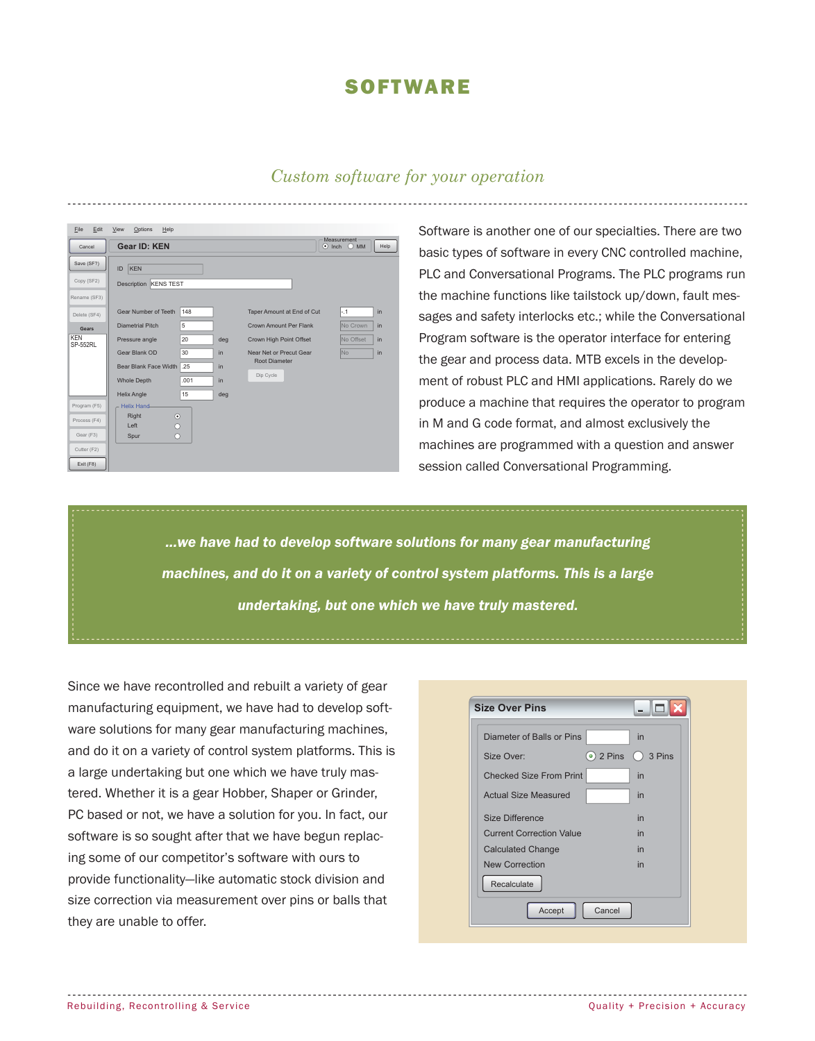# SOFTWARE

*Custom software for your operation*

Software is another one of our specialties. There are two basic types of software in every CNC controlled machine, PLC and Conversational Programs. The PLC programs run the machine functions like tailstock up/down, fault messages and safety interlocks etc.; while the Conversational Program software is the operator interface for entering the gear and process data. MTB excels in the development of robust PLC and HMI applications. Rarely do we produce a machine that requires the operator to program in M and G code format, and almost exclusively the machines are programmed with a question and answer session called Conversational Programming.

***...we have had to develop software solutions for many gear manufacturing machines, and do it on a variety of control system platforms. This is a large undertaking, but one which we have truly mastered.***

Since we have recontrolled and rebuilt a variety of gear manufacturing equipment, we have had to develop software solutions for many gear manufacturing machines, and do it on a variety of control system platforms. This is a large undertaking but one which we have truly mastered. Whether it is a gear Hobber, Shaper or Grinder, PC based or not, we have a solution for you. In fact, our software is so sought after that we have begun replacing some of our competitor's software with ours to provide functionality—like automatic stock division and size correction via measurement over pins or balls that they are unable to offer.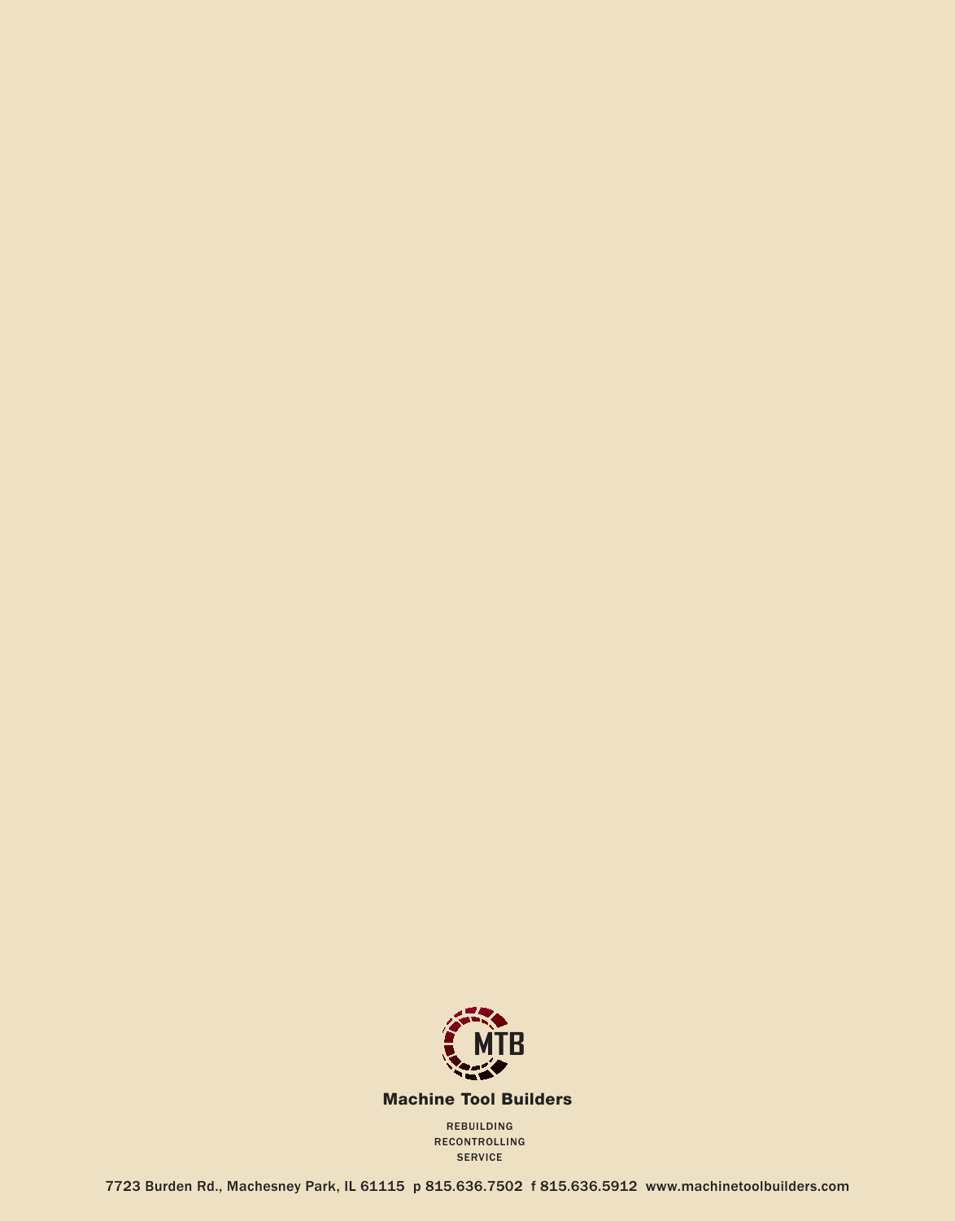MTB

**Machine Tool Builders**

REBUILDING
RECONTROLLING
SERVICE

7723 Burden Rd., Machesney Park, IL 61115 p 815.636.7502 f 815.636.5912 www.machinetoolbuilders.com